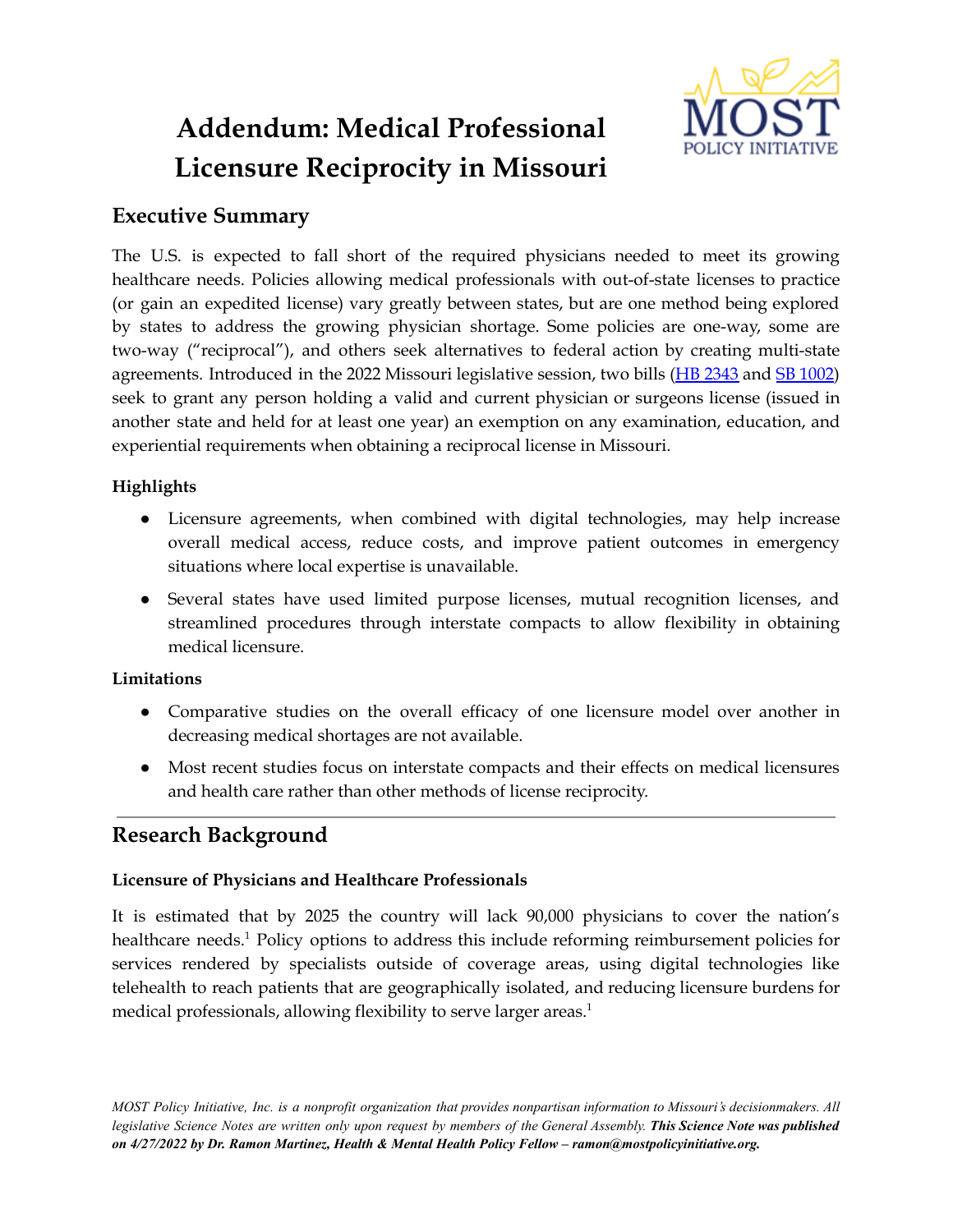# Addendum: Medical Professional Licensure Reciprocity in Missouri

## Executive Summary

The U.S. is expected to fall short of the required physicians needed to meet its growing healthcare needs. Policies allowing medical professionals with out-of-state licenses to practice (or gain an expedited license) vary greatly between states, but are one method being explored by states to address the growing physician shortage. Some policies are one-way, some are two-way ("reciprocal"), and others seek alternatives to federal action by creating multi-state agreements. Introduced in the 2022 Missouri legislative session, two bills (HB 2343 and SB 1002) seek to grant any person holding a valid and current physician or surgeons license (issued in another state and held for at least one year) an exemption on any examination, education, and experiential requirements when obtaining a reciprocal license in Missouri.

### Highlights

- Licensure agreements, when combined with digital technologies, may help increase overall medical access, reduce costs, and improve patient outcomes in emergency situations where local expertise is unavailable.
- Several states have used limited purpose licenses, mutual recognition licenses, and streamlined procedures through interstate compacts to allow flexibility in obtaining medical licensure.

### Limitations

- Comparative studies on the overall efficacy of one licensure model over another in decreasing medical shortages are not available.
- Most recent studies focus on interstate compacts and their effects on medical licensures and health care rather than other methods of license reciprocity.

---

## Research Background

### Licensure of Physicians and Healthcare Professionals

It is estimated that by 2025 the country will lack 90,000 physicians to cover the nation's healthcare needs.[1] Policy options to address this include reforming reimbursement policies for services rendered by specialists outside of coverage areas, using digital technologies like telehealth to reach patients that are geographically isolated, and reducing licensure burdens for medical professionals, allowing flexibility to serve larger areas.[1]

*MOST Policy Initiative, Inc. is a nonprofit organization that provides nonpartisan information to Missouri's decisionmakers. All legislative Science Notes are written only upon request by members of the General Assembly.* ***This Science Note was published on 4/27/2022 by Dr. Ramon Martinez, Health & Mental Health Policy Fellow – ramon@mostpolicyinitiative.org.***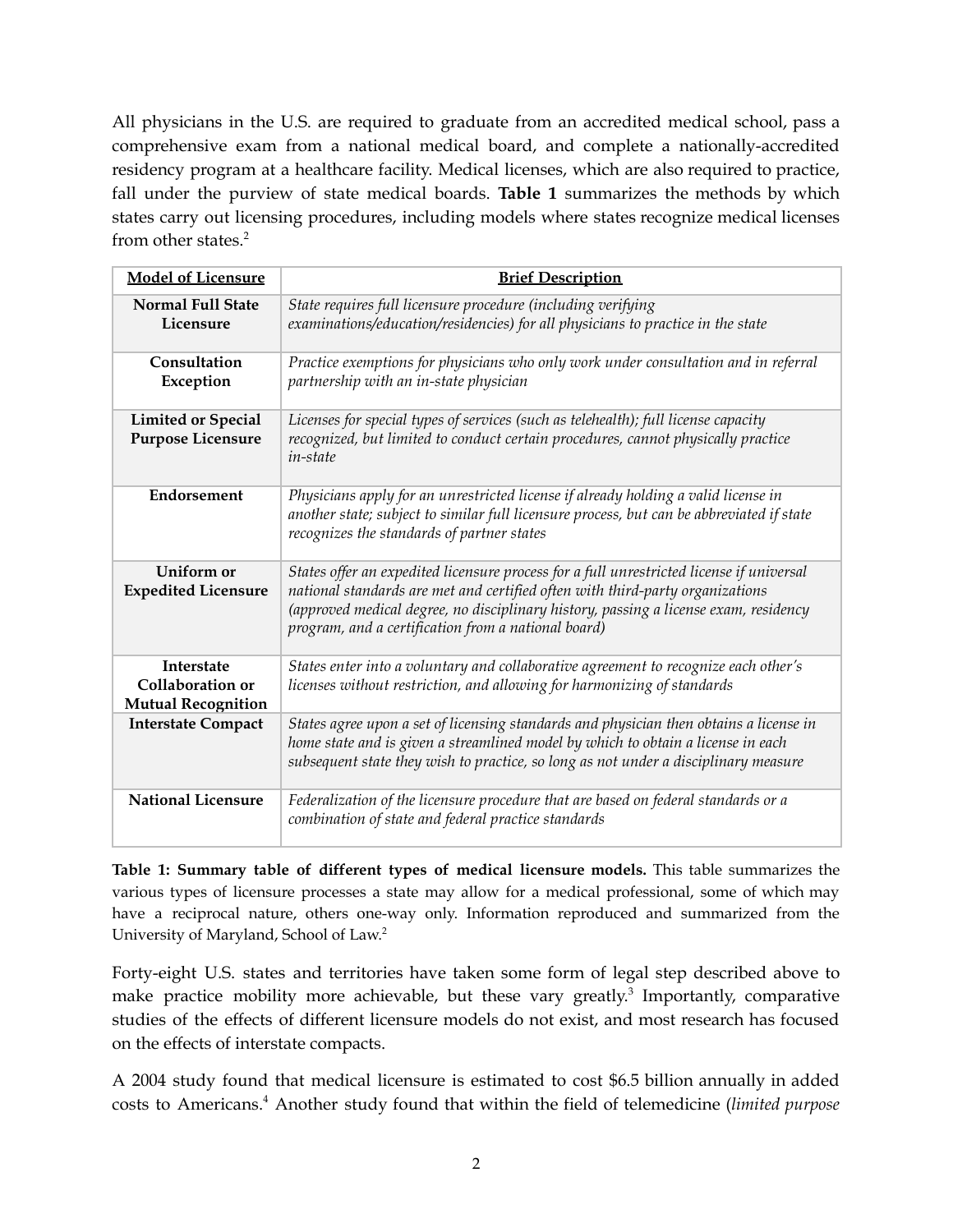All physicians in the U.S. are required to graduate from an accredited medical school, pass a comprehensive exam from a national medical board, and complete a nationally-accredited residency program at a healthcare facility. Medical licenses, which are also required to practice, fall under the purview of state medical boards. **Table 1** summarizes the methods by which states carry out licensing procedures, including models where states recognize medical licenses from other states.[2]

| **Model of Licensure** | **Brief Description** |
|---|---|
| **Normal Full State Licensure** | *State requires full licensure procedure (including verifying examinations/education/residencies) for all physicians to practice in the state* |
| **Consultation Exception** | *Practice exemptions for physicians who only work under consultation and in referral partnership with an in-state physician* |
| **Limited or Special Purpose Licensure** | *Licenses for special types of services (such as telehealth); full license capacity recognized, but limited to conduct certain procedures, cannot physically practice in-state* |
| **Endorsement** | *Physicians apply for an unrestricted license if already holding a valid license in another state; subject to similar full licensure process, but can be abbreviated if state recognizes the standards of partner states* |
| **Uniform or Expedited Licensure** | *States offer an expedited licensure process for a full unrestricted license if universal national standards are met and certified often with third-party organizations (approved medical degree, no disciplinary history, passing a license exam, residency program, and a certification from a national board)* |
| **Interstate Collaboration or Mutual Recognition** | *States enter into a voluntary and collaborative agreement to recognize each other's licenses without restriction, and allowing for harmonizing of standards* |
| **Interstate Compact** | *States agree upon a set of licensing standards and physician then obtains a license in home state and is given a streamlined model by which to obtain a license in each subsequent state they wish to practice, so long as not under a disciplinary measure* |
| **National Licensure** | *Federalization of the licensure procedure that are based on federal standards or a combination of state and federal practice standards* |

**Table 1: Summary table of different types of medical licensure models.** This table summarizes the various types of licensure processes a state may allow for a medical professional, some of which may have a reciprocal nature, others one-way only. Information reproduced and summarized from the University of Maryland, School of Law.[2]

Forty-eight U.S. states and territories have taken some form of legal step described above to make practice mobility more achievable, but these vary greatly.[3] Importantly, comparative studies of the effects of different licensure models do not exist, and most research has focused on the effects of interstate compacts.

A 2004 study found that medical licensure is estimated to cost $6.5 billion annually in added costs to Americans.[4] Another study found that within the field of telemedicine (*limited purpose*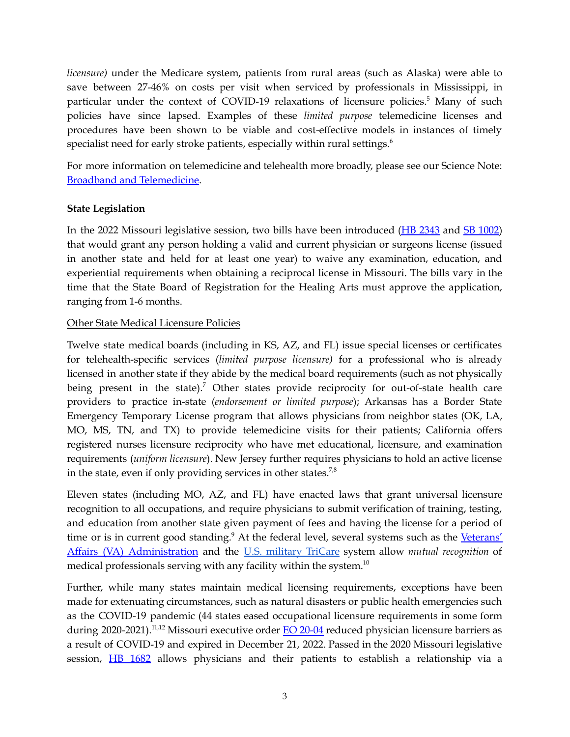*licensure)* under the Medicare system, patients from rural areas (such as Alaska) were able to save between 27-46% on costs per visit when serviced by professionals in Mississippi, in particular under the context of COVID-19 relaxations of licensure policies.[5] Many of such policies have since lapsed. Examples of these *limited purpose* telemedicine licenses and procedures have been shown to be viable and cost-effective models in instances of timely specialist need for early stroke patients, especially within rural settings.[6]

For more information on telemedicine and telehealth more broadly, please see our Science Note: [Broadband and Telemedicine](Broadband and Telemedicine).

**State Legislation**

In the 2022 Missouri legislative session, two bills have been introduced ([HB 2343](HB 2343) and [SB 1002](SB 1002)) that would grant any person holding a valid and current physician or surgeons license (issued in another state and held for at least one year) to waive any examination, education, and experiential requirements when obtaining a reciprocal license in Missouri. The bills vary in the time that the State Board of Registration for the Healing Arts must approve the application, ranging from 1-6 months.

Other State Medical Licensure Policies

Twelve state medical boards (including in KS, AZ, and FL) issue special licenses or certificates for telehealth-specific services (*limited purpose licensure)* for a professional who is already licensed in another state if they abide by the medical board requirements (such as not physically being present in the state).[7] Other states provide reciprocity for out-of-state health care providers to practice in-state (*endorsement or limited purpose*); Arkansas has a Border State Emergency Temporary License program that allows physicians from neighbor states (OK, LA, MO, MS, TN, and TX) to provide telemedicine visits for their patients; California offers registered nurses licensure reciprocity who have met educational, licensure, and examination requirements (*uniform licensure*). New Jersey further requires physicians to hold an active license in the state, even if only providing services in other states.[7,8]

Eleven states (including MO, AZ, and FL) have enacted laws that grant universal licensure recognition to all occupations, and require physicians to submit verification of training, testing, and education from another state given payment of fees and having the license for a period of time or is in current good standing.[9] At the federal level, several systems such as the [Veterans' Affairs (VA) Administration](Veterans' Affairs (VA) Administration) and the [U.S. military TriCare](U.S. military TriCare) system allow *mutual recognition* of medical professionals serving with any facility within the system.[10]

Further, while many states maintain medical licensing requirements, exceptions have been made for extenuating circumstances, such as natural disasters or public health emergencies such as the COVID-19 pandemic (44 states eased occupational licensure requirements in some form during 2020-2021).[11,12] Missouri executive order [EO 20-04](EO 20-04) reduced physician licensure barriers as a result of COVID-19 and expired in December 21, 2022. Passed in the 2020 Missouri legislative session, [HB 1682](HB 1682) allows physicians and their patients to establish a relationship via a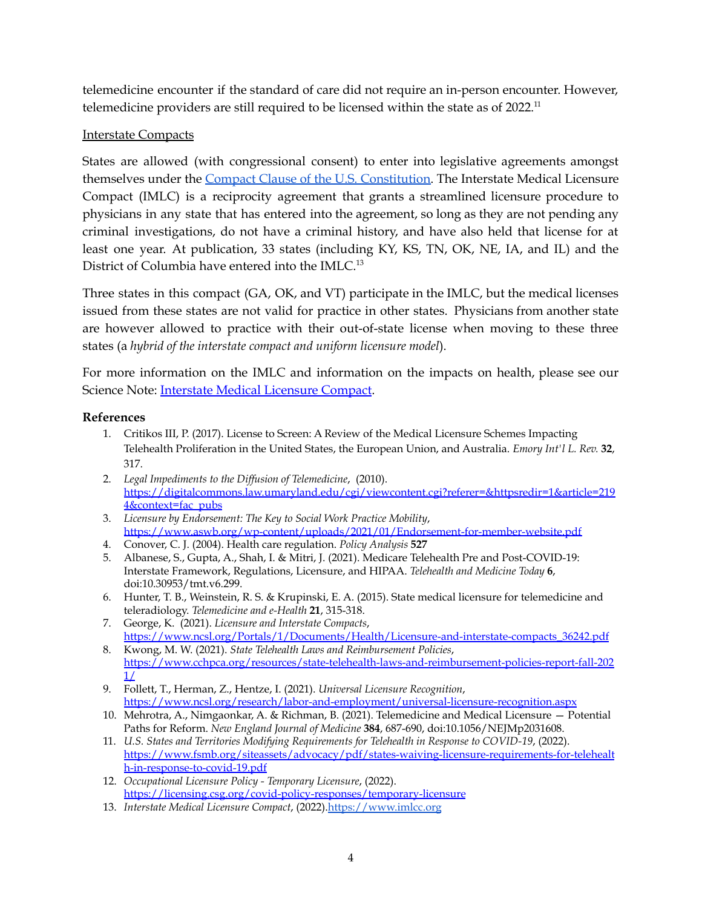telemedicine encounter if the standard of care did not require an in-person encounter. However, telemedicine providers are still required to be licensed within the state as of 2022.[11]

Interstate Compacts

States are allowed (with congressional consent) to enter into legislative agreements amongst themselves under the [Compact Clause of the U.S. Constitution](). The Interstate Medical Licensure Compact (IMLC) is a reciprocity agreement that grants a streamlined licensure procedure to physicians in any state that has entered into the agreement, so long as they are not pending any criminal investigations, do not have a criminal history, and have also held that license for at least one year. At publication, 33 states (including KY, KS, TN, OK, NE, IA, and IL) and the District of Columbia have entered into the IMLC.[13]

Three states in this compact (GA, OK, and VT) participate in the IMLC, but the medical licenses issued from these states are not valid for practice in other states. Physicians from another state are however allowed to practice with their out-of-state license when moving to these three states (a *hybrid of the interstate compact and uniform licensure model*).

For more information on the IMLC and information on the impacts on health, please see our Science Note: [Interstate Medical Licensure Compact]().

**References**

1. Critikos III, P. (2017). License to Screen: A Review of the Medical Licensure Schemes Impacting Telehealth Proliferation in the United States, the European Union, and Australia. *Emory Int'l L. Rev.* **32**, 317.
2. *Legal Impediments to the Diffusion of Telemedicine*, (2010). https://digitalcommons.law.umaryland.edu/cgi/viewcontent.cgi?referer=&httpsredir=1&article=2194&context=fac_pubs
3. *Licensure by Endorsement: The Key to Social Work Practice Mobility*, https://www.aswb.org/wp-content/uploads/2021/01/Endorsement-for-member-website.pdf
4. Conover, C. J. (2004). Health care regulation. *Policy Analysis* **527**
5. Albanese, S., Gupta, A., Shah, I. & Mitri, J. (2021). Medicare Telehealth Pre and Post-COVID-19: Interstate Framework, Regulations, Licensure, and HIPAA. *Telehealth and Medicine Today* **6**, doi:10.30953/tmt.v6.299.
6. Hunter, T. B., Weinstein, R. S. & Krupinski, E. A. (2015). State medical licensure for telemedicine and teleradiology. *Telemedicine and e-Health* **21**, 315-318.
7. George, K. (2021). *Licensure and Interstate Compacts*, https://www.ncsl.org/Portals/1/Documents/Health/Licensure-and-interstate-compacts_36242.pdf
8. Kwong, M. W. (2021). *State Telehealth Laws and Reimbursement Policies*, https://www.cchpca.org/resources/state-telehealth-laws-and-reimbursement-policies-report-fall-2021/
9. Follett, T., Herman, Z., Hentze, I. (2021). *Universal Licensure Recognition*, https://www.ncsl.org/research/labor-and-employment/universal-licensure-recognition.aspx
10. Mehrotra, A., Nimgaonkar, A. & Richman, B. (2021). Telemedicine and Medical Licensure — Potential Paths for Reform. *New England Journal of Medicine* **384**, 687-690, doi:10.1056/NEJMp2031608.
11. *U.S. States and Territories Modifying Requirements for Telehealth in Response to COVID-19*, (2022). https://www.fsmb.org/siteassets/advocacy/pdf/states-waiving-licensure-requirements-for-telehealth-in-response-to-covid-19.pdf
12. *Occupational Licensure Policy - Temporary Licensure*, (2022). https://licensing.csg.org/covid-policy-responses/temporary-licensure
13. *Interstate Medical Licensure Compact*, (2022). https://www.imlcc.org